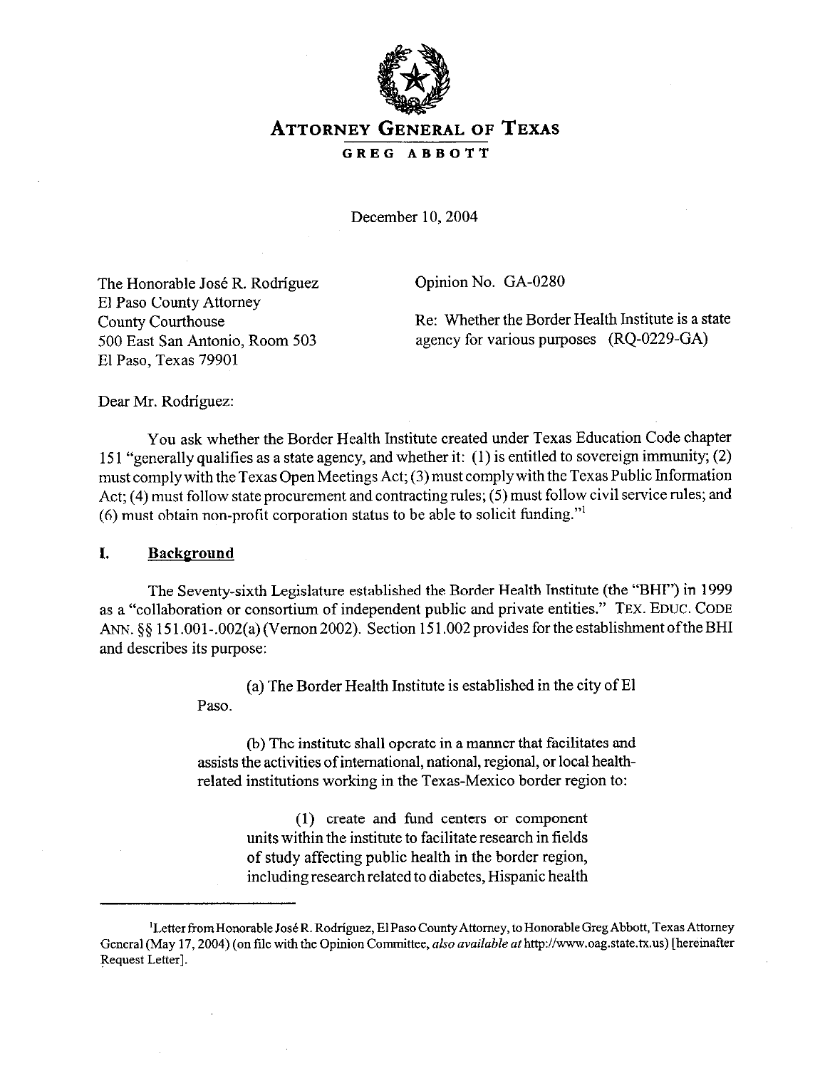# ATTORNEY GENERAL OF TEXAS

## GREG ABBOTT

December 10, 2004

The Honorable José R. Rodríguez
El Paso County Attorney
County Courthouse
500 East San Antonio, Room 503
El Paso, Texas 79901

Opinion No. GA-0280

Re: Whether the Border Health Institute is a state agency for various purposes (RQ-0229-GA)

Dear Mr. Rodríguez:

You ask whether the Border Health Institute created under Texas Education Code chapter 151 "generally qualifies as a state agency, and whether it: (1) is entitled to sovereign immunity; (2) must comply with the Texas Open Meetings Act; (3) must comply with the Texas Public Information Act; (4) must follow state procurement and contracting rules; (5) must follow civil service rules; and (6) must obtain non-profit corporation status to be able to solicit funding."[1]

## I. Background

The Seventy-sixth Legislature established the Border Health Institute (the "BHI") in 1999 as a "collaboration or consortium of independent public and private entities." TEX. EDUC. CODE ANN. §§ 151.001-.002(a) (Vernon 2002). Section 151.002 provides for the establishment of the BHI and describes its purpose:

> (a) The Border Health Institute is established in the city of El Paso.
>
> (b) The institute shall operate in a manner that facilitates and assists the activities of international, national, regional, or local health-related institutions working in the Texas-Mexico border region to:
>
> > (1) create and fund centers or component units within the institute to facilitate research in fields of study affecting public health in the border region, including research related to diabetes, Hispanic health

---

[1] Letter from Honorable José R. Rodríguez, El Paso County Attorney, to Honorable Greg Abbott, Texas Attorney General (May 17, 2004) (on file with the Opinion Committee, *also available at* http://www.oag.state.tx.us) [hereinafter Request Letter].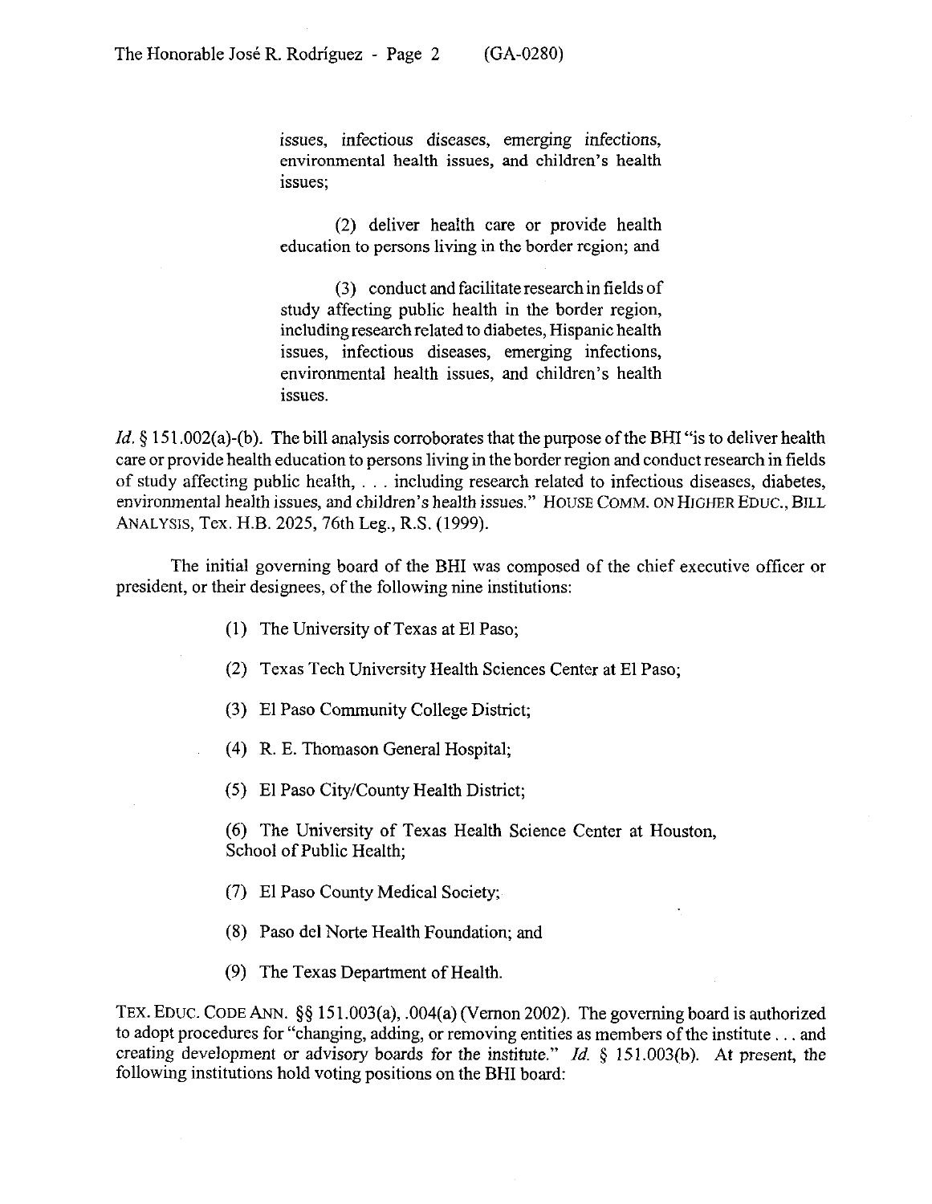issues, infectious diseases, emerging infections, environmental health issues, and children's health issues;

(2) deliver health care or provide health education to persons living in the border region; and

(3) conduct and facilitate research in fields of study affecting public health in the border region, including research related to diabetes, Hispanic health issues, infectious diseases, emerging infections, environmental health issues, and children's health issues.

*Id.* § 151.002(a)-(b). The bill analysis corroborates that the purpose of the BHI "is to deliver health care or provide health education to persons living in the border region and conduct research in fields of study affecting public health, . . . including research related to infectious diseases, diabetes, environmental health issues, and children's health issues." HOUSE COMM. ON HIGHER EDUC., BILL ANALYSIS, Tex. H.B. 2025, 76th Leg., R.S. (1999).

The initial governing board of the BHI was composed of the chief executive officer or president, or their designees, of the following nine institutions:

(1) The University of Texas at El Paso;

(2) Texas Tech University Health Sciences Center at El Paso;

(3) El Paso Community College District;

(4) R. E. Thomason General Hospital;

(5) El Paso City/County Health District;

(6) The University of Texas Health Science Center at Houston, School of Public Health;

(7) El Paso County Medical Society;

(8) Paso del Norte Health Foundation; and

(9) The Texas Department of Health.

TEX. EDUC. CODE ANN. §§ 151.003(a), .004(a) (Vernon 2002). The governing board is authorized to adopt procedures for "changing, adding, or removing entities as members of the institute . . . and creating development or advisory boards for the institute." *Id.* § 151.003(b). At present, the following institutions hold voting positions on the BHI board: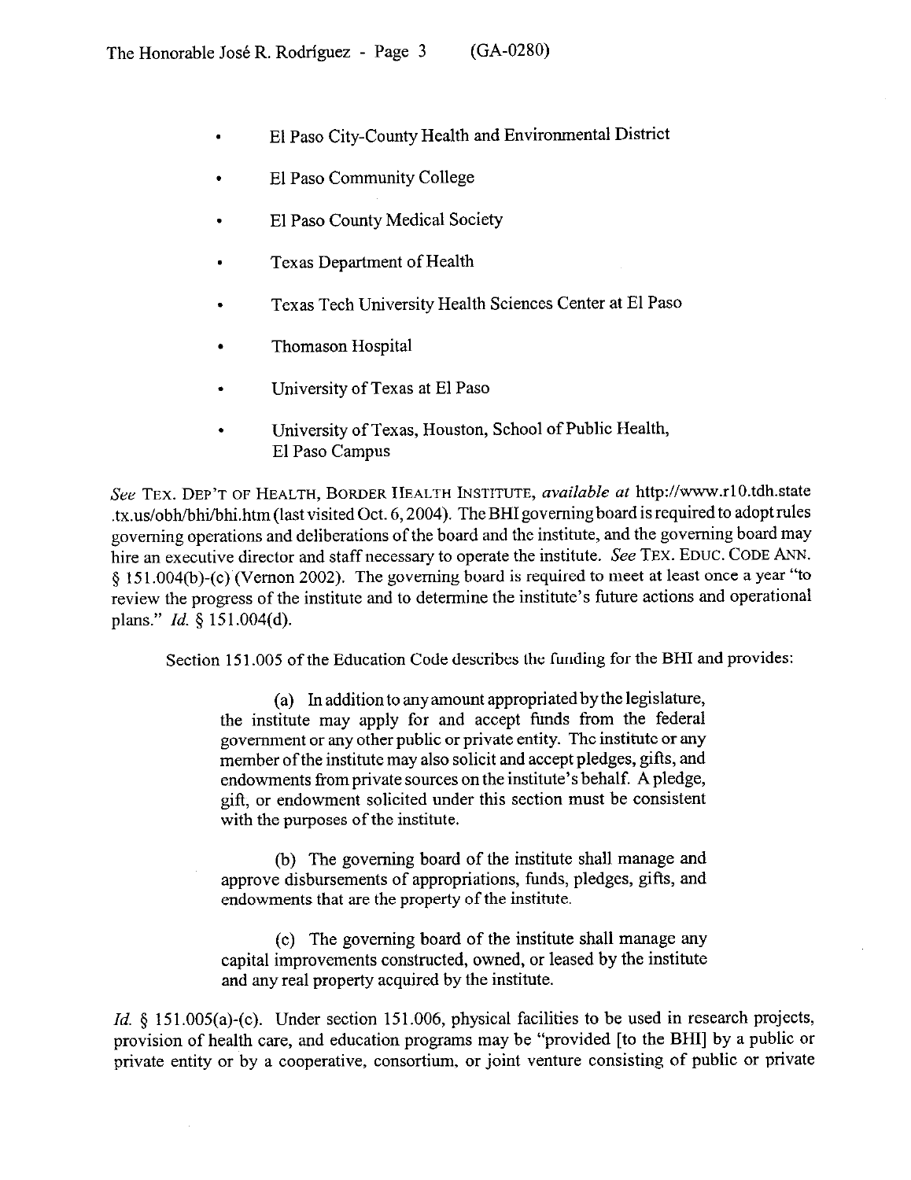- El Paso City-County Health and Environmental District
- El Paso Community College
- El Paso County Medical Society
- Texas Department of Health
- Texas Tech University Health Sciences Center at El Paso
- Thomason Hospital
- University of Texas at El Paso
- University of Texas, Houston, School of Public Health, El Paso Campus

*See* TEX. DEP'T OF HEALTH, BORDER HEALTH INSTITUTE, *available at* http://www.r10.tdh.state.tx.us/obh/bhi/bhi.htm (last visited Oct. 6, 2004). The BHI governing board is required to adopt rules governing operations and deliberations of the board and the institute, and the governing board may hire an executive director and staff necessary to operate the institute. *See* TEX. EDUC. CODE ANN. § 151.004(b)-(c) (Vernon 2002). The governing board is required to meet at least once a year "to review the progress of the institute and to determine the institute's future actions and operational plans." *Id.* § 151.004(d).

Section 151.005 of the Education Code describes the funding for the BHI and provides:

> (a) In addition to any amount appropriated by the legislature, the institute may apply for and accept funds from the federal government or any other public or private entity. The institute or any member of the institute may also solicit and accept pledges, gifts, and endowments from private sources on the institute's behalf. A pledge, gift, or endowment solicited under this section must be consistent with the purposes of the institute.
>
> (b) The governing board of the institute shall manage and approve disbursements of appropriations, funds, pledges, gifts, and endowments that are the property of the institute.
>
> (c) The governing board of the institute shall manage any capital improvements constructed, owned, or leased by the institute and any real property acquired by the institute.

*Id.* § 151.005(a)-(c). Under section 151.006, physical facilities to be used in research projects, provision of health care, and education programs may be "provided [to the BHI] by a public or private entity or by a cooperative, consortium, or joint venture consisting of public or private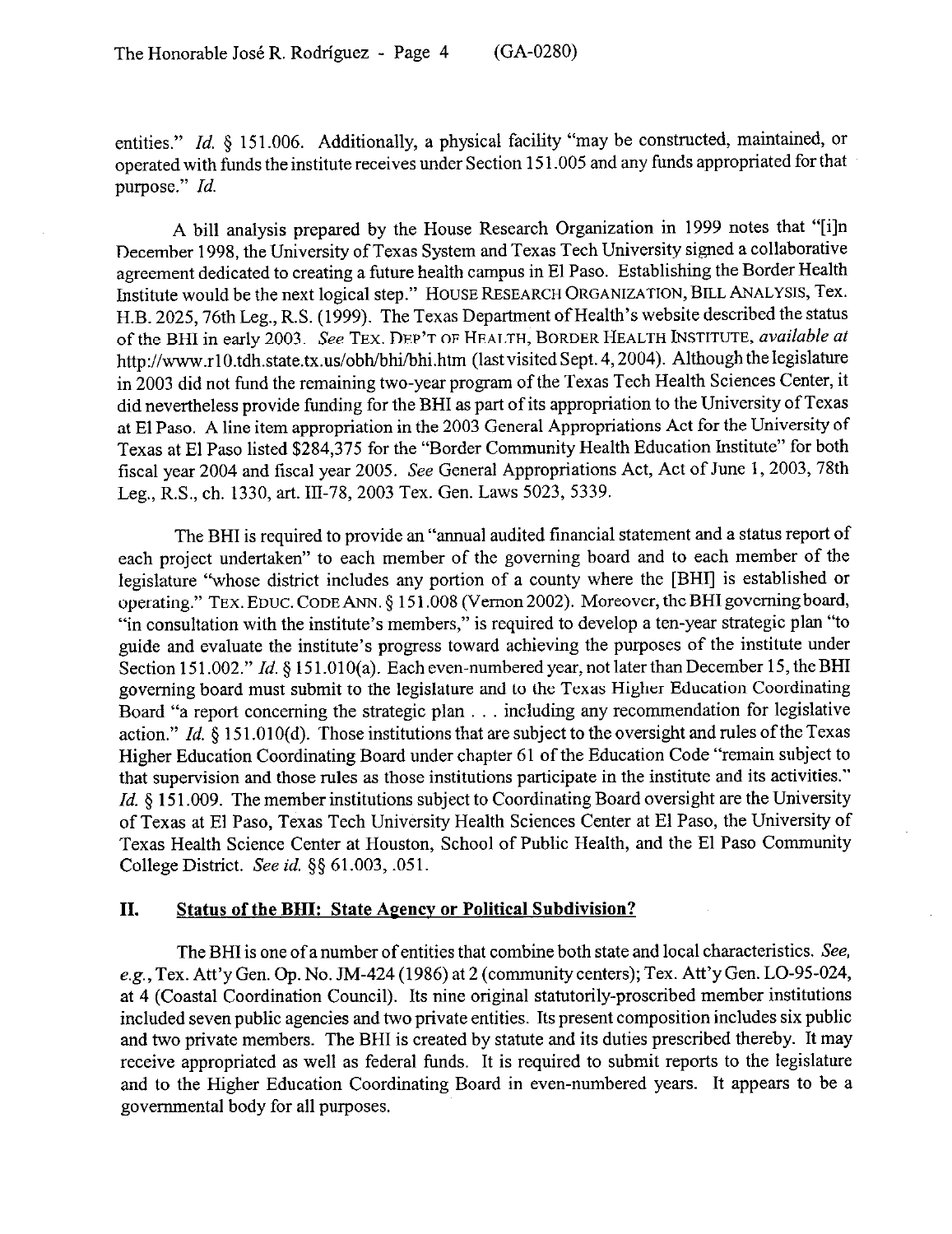entities." *Id.* § 151.006. Additionally, a physical facility "may be constructed, maintained, or operated with funds the institute receives under Section 151.005 and any funds appropriated for that purpose." *Id.*

A bill analysis prepared by the House Research Organization in 1999 notes that "[i]n December 1998, the University of Texas System and Texas Tech University signed a collaborative agreement dedicated to creating a future health campus in El Paso. Establishing the Border Health Institute would be the next logical step." HOUSE RESEARCH ORGANIZATION, BILL ANALYSIS, Tex. H.B. 2025, 76th Leg., R.S. (1999). The Texas Department of Health's website described the status of the BHI in early 2003. *See* TEX. DEP'T OF HEALTH, BORDER HEALTH INSTITUTE, *available at* http://www.r10.tdh.state.tx.us/obh/bhi/bhi.htm (last visited Sept. 4, 2004). Although the legislature in 2003 did not fund the remaining two-year program of the Texas Tech Health Sciences Center, it did nevertheless provide funding for the BHI as part of its appropriation to the University of Texas at El Paso. A line item appropriation in the 2003 General Appropriations Act for the University of Texas at El Paso listed $284,375 for the "Border Community Health Education Institute" for both fiscal year 2004 and fiscal year 2005. *See* General Appropriations Act, Act of June 1, 2003, 78th Leg., R.S., ch. 1330, art. III-78, 2003 Tex. Gen. Laws 5023, 5339.

The BHI is required to provide an "annual audited financial statement and a status report of each project undertaken" to each member of the governing board and to each member of the legislature "whose district includes any portion of a county where the [BHI] is established or operating." TEX. EDUC. CODE ANN. § 151.008 (Vernon 2002). Moreover, the BHI governing board, "in consultation with the institute's members," is required to develop a ten-year strategic plan "to guide and evaluate the institute's progress toward achieving the purposes of the institute under Section 151.002." *Id.* § 151.010(a). Each even-numbered year, not later than December 15, the BHI governing board must submit to the legislature and to the Texas Higher Education Coordinating Board "a report concerning the strategic plan . . . including any recommendation for legislative action." *Id.* § 151.010(d). Those institutions that are subject to the oversight and rules of the Texas Higher Education Coordinating Board under chapter 61 of the Education Code "remain subject to that supervision and those rules as those institutions participate in the institute and its activities." *Id.* § 151.009. The member institutions subject to Coordinating Board oversight are the University of Texas at El Paso, Texas Tech University Health Sciences Center at El Paso, the University of Texas Health Science Center at Houston, School of Public Health, and the El Paso Community College District. *See id.* §§ 61.003, .051.

## II. <u>Status of the BHI: State Agency or Political Subdivision?</u>

The BHI is one of a number of entities that combine both state and local characteristics. *See, e.g.*, Tex. Att'y Gen. Op. No. JM-424 (1986) at 2 (community centers); Tex. Att'y Gen. LO-95-024, at 4 (Coastal Coordination Council). Its nine original statutorily-proscribed member institutions included seven public agencies and two private entities. Its present composition includes six public and two private members. The BHI is created by statute and its duties prescribed thereby. It may receive appropriated as well as federal funds. It is required to submit reports to the legislature and to the Higher Education Coordinating Board in even-numbered years. It appears to be a governmental body for all purposes.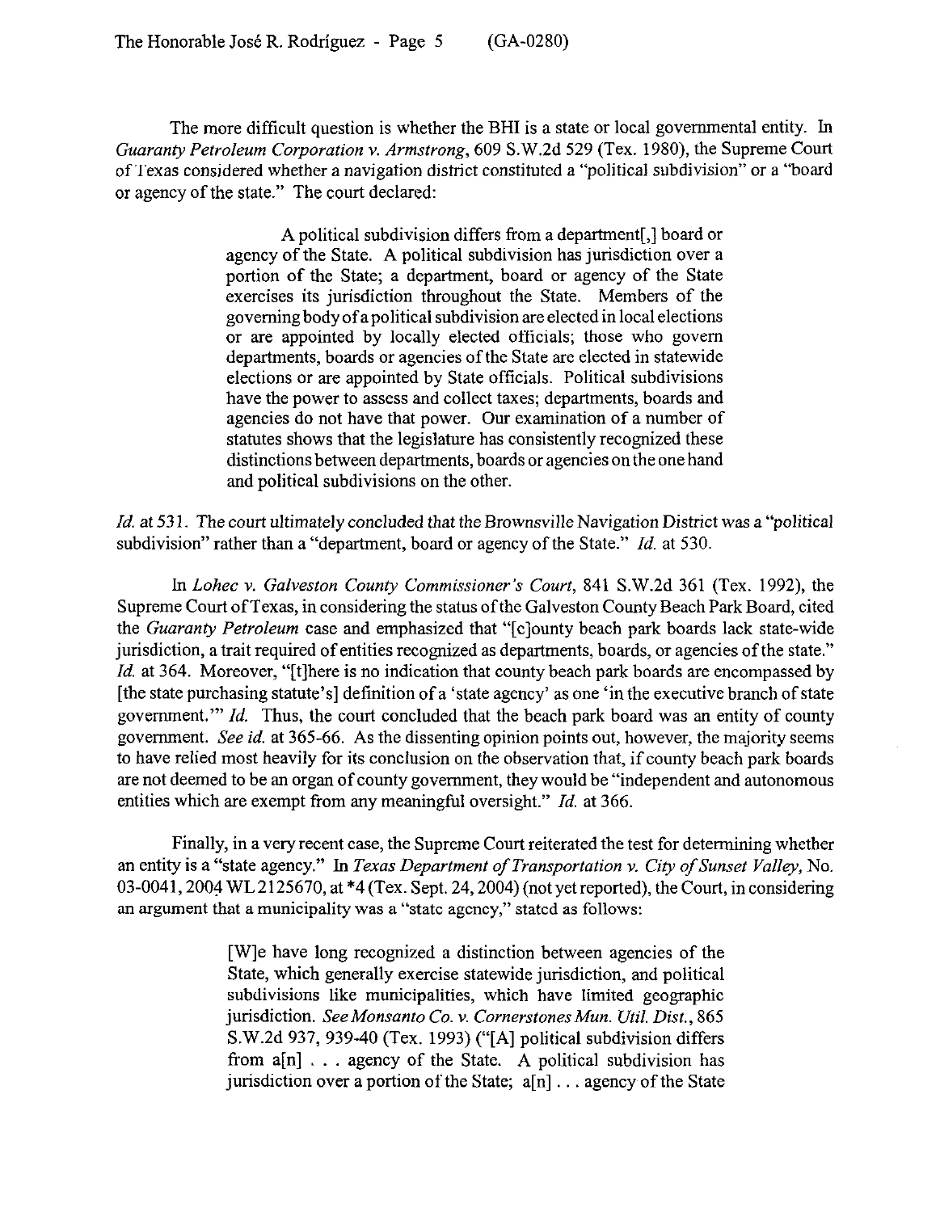The more difficult question is whether the BHI is a state or local governmental entity. In *Guaranty Petroleum Corporation v. Armstrong*, 609 S.W.2d 529 (Tex. 1980), the Supreme Court of Texas considered whether a navigation district constituted a "political subdivision" or a "board or agency of the state." The court declared:

> A political subdivision differs from a department[,] board or agency of the State. A political subdivision has jurisdiction over a portion of the State; a department, board or agency of the State exercises its jurisdiction throughout the State. Members of the governing body of a political subdivision are elected in local elections or are appointed by locally elected officials; those who govern departments, boards or agencies of the State are elected in statewide elections or are appointed by State officials. Political subdivisions have the power to assess and collect taxes; departments, boards and agencies do not have that power. Our examination of a number of statutes shows that the legislature has consistently recognized these distinctions between departments, boards or agencies on the one hand and political subdivisions on the other.

*Id.* at 531. The court ultimately concluded that the Brownsville Navigation District was a "political subdivision" rather than a "department, board or agency of the State." *Id.* at 530.

In *Lohec v. Galveston County Commissioner's Court*, 841 S.W.2d 361 (Tex. 1992), the Supreme Court of Texas, in considering the status of the Galveston County Beach Park Board, cited the *Guaranty Petroleum* case and emphasized that "[c]ounty beach park boards lack state-wide jurisdiction, a trait required of entities recognized as departments, boards, or agencies of the state." *Id.* at 364. Moreover, "[t]here is no indication that county beach park boards are encompassed by [the state purchasing statute's] definition of a 'state agency' as one 'in the executive branch of state government.'" *Id.* Thus, the court concluded that the beach park board was an entity of county government. *See id.* at 365-66. As the dissenting opinion points out, however, the majority seems to have relied most heavily for its conclusion on the observation that, if county beach park boards are not deemed to be an organ of county government, they would be "independent and autonomous entities which are exempt from any meaningful oversight." *Id.* at 366.

Finally, in a very recent case, the Supreme Court reiterated the test for determining whether an entity is a "state agency." In *Texas Department of Transportation v. City of Sunset Valley*, No. 03-0041, 2004 WL 2125670, at *4 (Tex. Sept. 24, 2004) (not yet reported), the Court, in considering an argument that a municipality was a "state agency," stated as follows:

> [W]e have long recognized a distinction between agencies of the State, which generally exercise statewide jurisdiction, and political subdivisions like municipalities, which have limited geographic jurisdiction. *See Monsanto Co. v. Cornerstones Mun. Util. Dist.*, 865 S.W.2d 937, 939-40 (Tex. 1993) ("[A] political subdivision differs from a[n] . . . agency of the State. A political subdivision has jurisdiction over a portion of the State; a[n] . . . agency of the State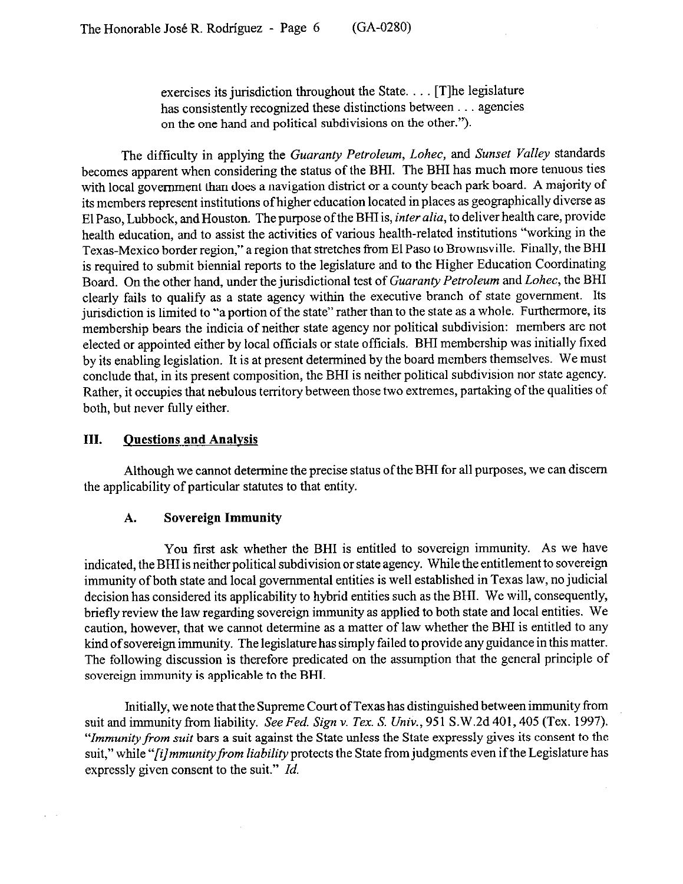> exercises its jurisdiction throughout the State. . . . [T]he legislature has consistently recognized these distinctions between . . . agencies on the one hand and political subdivisions on the other.").

The difficulty in applying the *Guaranty Petroleum*, *Lohec*, and *Sunset Valley* standards becomes apparent when considering the status of the BHI. The BHI has much more tenuous ties with local government than does a navigation district or a county beach park board. A majority of its members represent institutions of higher education located in places as geographically diverse as El Paso, Lubbock, and Houston. The purpose of the BHI is, *inter alia*, to deliver health care, provide health education, and to assist the activities of various health-related institutions "working in the Texas-Mexico border region," a region that stretches from El Paso to Brownsville. Finally, the BHI is required to submit biennial reports to the legislature and to the Higher Education Coordinating Board. On the other hand, under the jurisdictional test of *Guaranty Petroleum* and *Lohec*, the BHI clearly fails to qualify as a state agency within the executive branch of state government. Its jurisdiction is limited to "a portion of the state" rather than to the state as a whole. Furthermore, its membership bears the indicia of neither state agency nor political subdivision: members are not elected or appointed either by local officials or state officials. BHI membership was initially fixed by its enabling legislation. It is at present determined by the board members themselves. We must conclude that, in its present composition, the BHI is neither political subdivision nor state agency. Rather, it occupies that nebulous territory between those two extremes, partaking of the qualities of both, but never fully either.

## III. Questions and Analysis

Although we cannot determine the precise status of the BHI for all purposes, we can discern the applicability of particular statutes to that entity.

### A. Sovereign Immunity

You first ask whether the BHI is entitled to sovereign immunity. As we have indicated, the BHI is neither political subdivision or state agency. While the entitlement to sovereign immunity of both state and local governmental entities is well established in Texas law, no judicial decision has considered its applicability to hybrid entities such as the BHI. We will, consequently, briefly review the law regarding sovereign immunity as applied to both state and local entities. We caution, however, that we cannot determine as a matter of law whether the BHI is entitled to any kind of sovereign immunity. The legislature has simply failed to provide any guidance in this matter. The following discussion is therefore predicated on the assumption that the general principle of sovereign immunity is applicable to the BHI.

Initially, we note that the Supreme Court of Texas has distinguished between immunity from suit and immunity from liability. *See Fed. Sign v. Tex. S. Univ.*, 951 S.W.2d 401, 405 (Tex. 1997). "*Immunity from suit* bars a suit against the State unless the State expressly gives its consent to the suit," while "*[i]mmunity from liability* protects the State from judgments even if the Legislature has expressly given consent to the suit." *Id.*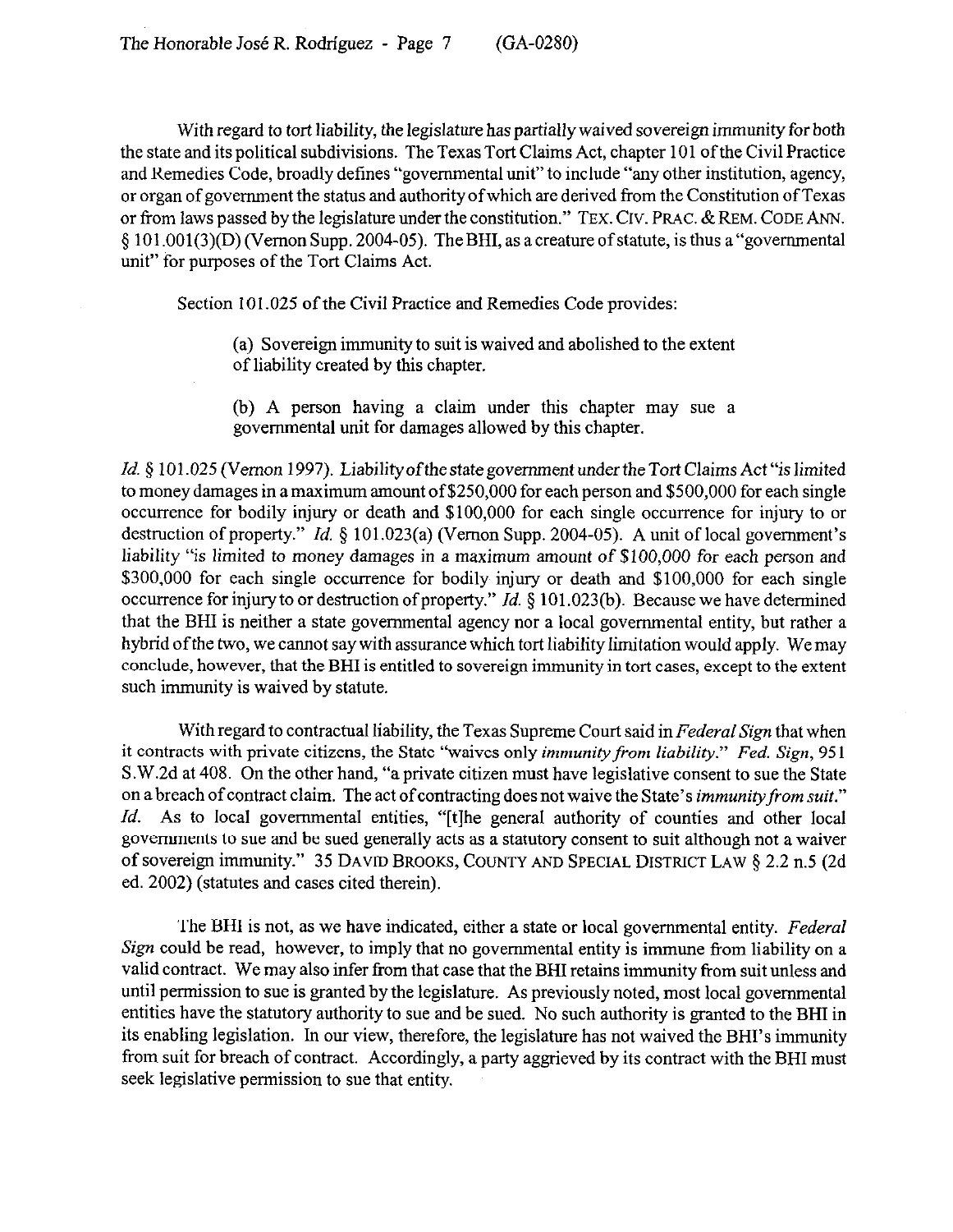With regard to tort liability, the legislature has partially waived sovereign immunity for both the state and its political subdivisions. The Texas Tort Claims Act, chapter 101 of the Civil Practice and Remedies Code, broadly defines "governmental unit" to include "any other institution, agency, or organ of government the status and authority of which are derived from the Constitution of Texas or from laws passed by the legislature under the constitution." TEX. CIV. PRAC. & REM. CODE ANN. § 101.001(3)(D) (Vernon Supp. 2004-05). The BHI, as a creature of statute, is thus a "governmental unit" for purposes of the Tort Claims Act.

Section 101.025 of the Civil Practice and Remedies Code provides:

> (a) Sovereign immunity to suit is waived and abolished to the extent of liability created by this chapter.
>
> (b) A person having a claim under this chapter may sue a governmental unit for damages allowed by this chapter.

*Id.* § 101.025 (Vernon 1997). Liability of the state government under the Tort Claims Act "is limited to money damages in a maximum amount of $250,000 for each person and $500,000 for each single occurrence for bodily injury or death and $100,000 for each single occurrence for injury to or destruction of property." *Id.* § 101.023(a) (Vernon Supp. 2004-05). A unit of local government's liability "is limited to money damages in a maximum amount of $100,000 for each person and $300,000 for each single occurrence for bodily injury or death and $100,000 for each single occurrence for injury to or destruction of property." *Id.* § 101.023(b). Because we have determined that the BHI is neither a state governmental agency nor a local governmental entity, but rather a hybrid of the two, we cannot say with assurance which tort liability limitation would apply. We may conclude, however, that the BHI is entitled to sovereign immunity in tort cases, except to the extent such immunity is waived by statute.

With regard to contractual liability, the Texas Supreme Court said in *Federal Sign* that when it contracts with private citizens, the State "waives only *immunity from liability*." *Fed. Sign*, 951 S.W.2d at 408. On the other hand, "a private citizen must have legislative consent to sue the State on a breach of contract claim. The act of contracting does not waive the State's *immunity from suit*." *Id.* As to local governmental entities, "[t]he general authority of counties and other local governments to sue and be sued generally acts as a statutory consent to suit although not a waiver of sovereign immunity." 35 DAVID BROOKS, COUNTY AND SPECIAL DISTRICT LAW § 2.2 n.5 (2d ed. 2002) (statutes and cases cited therein).

The BHI is not, as we have indicated, either a state or local governmental entity. *Federal Sign* could be read, however, to imply that no governmental entity is immune from liability on a valid contract. We may also infer from that case that the BHI retains immunity from suit unless and until permission to sue is granted by the legislature. As previously noted, most local governmental entities have the statutory authority to sue and be sued. No such authority is granted to the BHI in its enabling legislation. In our view, therefore, the legislature has not waived the BHI's immunity from suit for breach of contract. Accordingly, a party aggrieved by its contract with the BHI must seek legislative permission to sue that entity.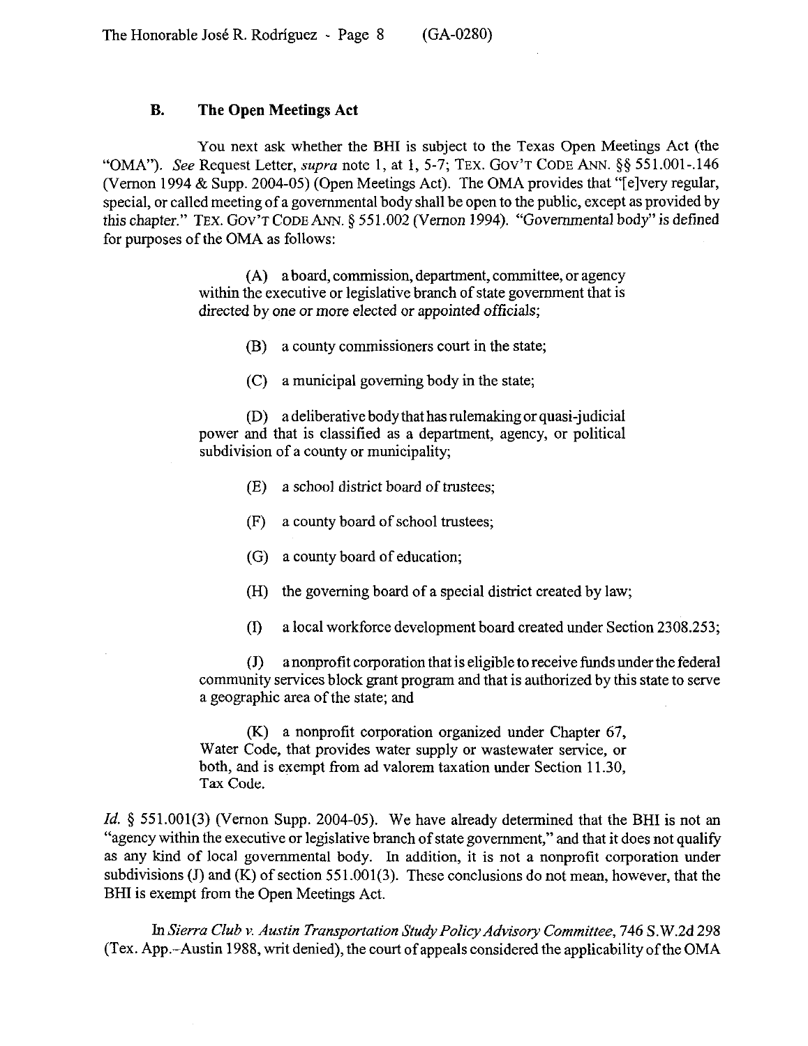### B. The Open Meetings Act

You next ask whether the BHI is subject to the Texas Open Meetings Act (the "OMA"). *See* Request Letter, *supra* note 1, at 1, 5-7; TEX. GOV'T CODE ANN. §§ 551.001-.146 (Vernon 1994 & Supp. 2004-05) (Open Meetings Act). The OMA provides that "[e]very regular, special, or called meeting of a governmental body shall be open to the public, except as provided by this chapter." TEX. GOV'T CODE ANN. § 551.002 (Vernon 1994). "Governmental body" is defined for purposes of the OMA as follows:

> (A) a board, commission, department, committee, or agency within the executive or legislative branch of state government that is directed by one or more elected or appointed officials;
>
> (B) a county commissioners court in the state;
>
> (C) a municipal governing body in the state;
>
> (D) a deliberative body that has rulemaking or quasi-judicial power and that is classified as a department, agency, or political subdivision of a county or municipality;
>
> (E) a school district board of trustees;
>
> (F) a county board of school trustees;
>
> (G) a county board of education;
>
> (H) the governing board of a special district created by law;
>
> (I) a local workforce development board created under Section 2308.253;
>
> (J) a nonprofit corporation that is eligible to receive funds under the federal community services block grant program and that is authorized by this state to serve a geographic area of the state; and
>
> (K) a nonprofit corporation organized under Chapter 67, Water Code, that provides water supply or wastewater service, or both, and is exempt from ad valorem taxation under Section 11.30, Tax Code.

*Id.* § 551.001(3) (Vernon Supp. 2004-05). We have already determined that the BHI is not an "agency within the executive or legislative branch of state government," and that it does not qualify as any kind of local governmental body. In addition, it is not a nonprofit corporation under subdivisions (J) and (K) of section 551.001(3). These conclusions do not mean, however, that the BHI is exempt from the Open Meetings Act.

In *Sierra Club v. Austin Transportation Study Policy Advisory Committee*, 746 S.W.2d 298 (Tex. App.–Austin 1988, writ denied), the court of appeals considered the applicability of the OMA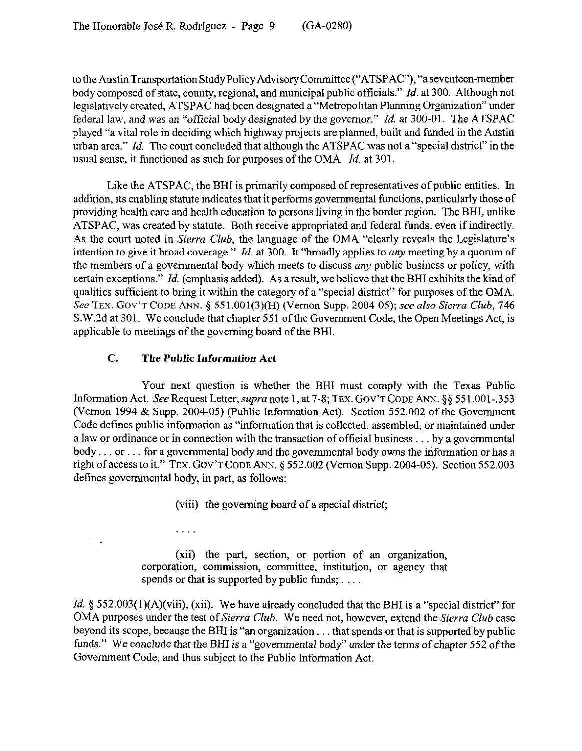to the Austin Transportation Study Policy Advisory Committee ("ATSPAC"), "a seventeen-member body composed of state, county, regional, and municipal public officials." *Id.* at 300. Although not legislatively created, ATSPAC had been designated a "Metropolitan Planning Organization" under federal law, and was an "official body designated by the governor." *Id.* at 300-01. The ATSPAC played "a vital role in deciding which highway projects are planned, built and funded in the Austin urban area." *Id.* The court concluded that although the ATSPAC was not a "special district" in the usual sense, it functioned as such for purposes of the OMA. *Id.* at 301.

Like the ATSPAC, the BHI is primarily composed of representatives of public entities. In addition, its enabling statute indicates that it performs governmental functions, particularly those of providing health care and health education to persons living in the border region. The BHI, unlike ATSPAC, was created by statute. Both receive appropriated and federal funds, even if indirectly. As the court noted in *Sierra Club*, the language of the OMA "clearly reveals the Legislature's intention to give it broad coverage." *Id.* at 300. It "broadly applies to *any* meeting by a quorum of the members of a governmental body which meets to discuss *any* public business or policy, with certain exceptions." *Id.* (emphasis added). As a result, we believe that the BHI exhibits the kind of qualities sufficient to bring it within the category of a "special district" for purposes of the OMA. *See* TEX. GOV'T CODE ANN. § 551.001(3)(H) (Vernon Supp. 2004-05); *see also Sierra Club*, 746 S.W.2d at 301. We conclude that chapter 551 of the Government Code, the Open Meetings Act, is applicable to meetings of the governing board of the BHI.

### C. The Public Information Act

Your next question is whether the BHI must comply with the Texas Public Information Act. *See* Request Letter, *supra* note 1, at 7-8; TEX. GOV'T CODE ANN. §§ 551.001-.353 (Vernon 1994 & Supp. 2004-05) (Public Information Act). Section 552.002 of the Government Code defines public information as "information that is collected, assembled, or maintained under a law or ordinance or in connection with the transaction of official business . . . by a governmental body . . . or . . . for a governmental body and the governmental body owns the information or has a right of access to it." TEX. GOV'T CODE ANN. § 552.002 (Vernon Supp. 2004-05). Section 552.003 defines governmental body, in part, as follows:

> (viii) the governing board of a special district;
>
> . . . .
>
> (xii) the part, section, or portion of an organization, corporation, commission, committee, institution, or agency that spends or that is supported by public funds; . . . .

*Id.* § 552.003(1)(A)(viii), (xii). We have already concluded that the BHI is a "special district" for OMA purposes under the test of *Sierra Club*. We need not, however, extend the *Sierra Club* case beyond its scope, because the BHI is "an organization . . . that spends or that is supported by public funds." We conclude that the BHI is a "governmental body" under the terms of chapter 552 of the Government Code, and thus subject to the Public Information Act.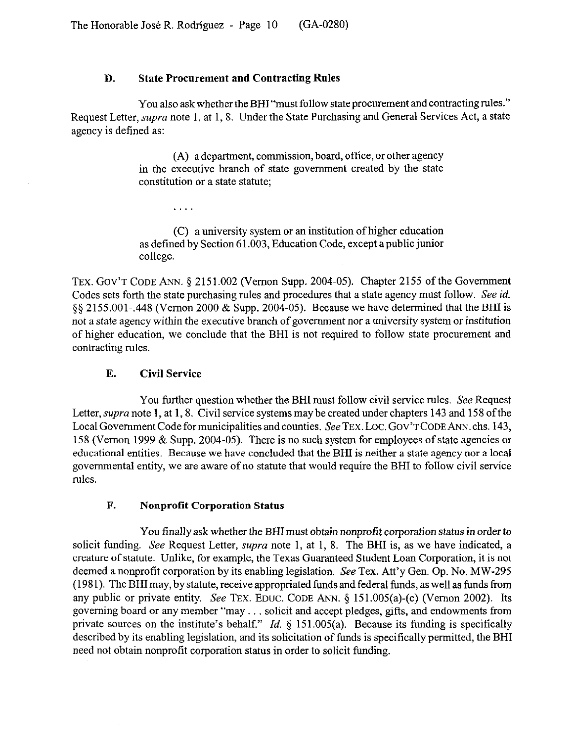### D. State Procurement and Contracting Rules

You also ask whether the BHI "must follow state procurement and contracting rules." Request Letter, *supra* note 1, at 1, 8. Under the State Purchasing and General Services Act, a state agency is defined as:

> (A) a department, commission, board, office, or other agency in the executive branch of state government created by the state constitution or a state statute;
>
> . . . .
>
> (C) a university system or an institution of higher education as defined by Section 61.003, Education Code, except a public junior college.

TEX. GOV'T CODE ANN. § 2151.002 (Vernon Supp. 2004-05). Chapter 2155 of the Government Codes sets forth the state purchasing rules and procedures that a state agency must follow. *See id.* §§ 2155.001-.448 (Vernon 2000 & Supp. 2004-05). Because we have determined that the BHI is not a state agency within the executive branch of government nor a university system or institution of higher education, we conclude that the BHI is not required to follow state procurement and contracting rules.

### E. Civil Service

You further question whether the BHI must follow civil service rules. *See* Request Letter, *supra* note 1, at 1, 8. Civil service systems may be created under chapters 143 and 158 of the Local Government Code for municipalities and counties. *See* TEX. LOC. GOV'T CODE ANN. chs. 143, 158 (Vernon 1999 & Supp. 2004-05). There is no such system for employees of state agencies or educational entities. Because we have concluded that the BHI is neither a state agency nor a local governmental entity, we are aware of no statute that would require the BHI to follow civil service rules.

### F. Nonprofit Corporation Status

You finally ask whether the BHI must obtain nonprofit corporation status in order to solicit funding. *See* Request Letter, *supra* note 1, at 1, 8. The BHI is, as we have indicated, a creature of statute. Unlike, for example, the Texas Guaranteed Student Loan Corporation, it is not deemed a nonprofit corporation by its enabling legislation. *See* Tex. Att'y Gen. Op. No. MW-295 (1981). The BHI may, by statute, receive appropriated funds and federal funds, as well as funds from any public or private entity. *See* TEX. EDUC. CODE ANN. § 151.005(a)-(c) (Vernon 2002). Its governing board or any member "may . . . solicit and accept pledges, gifts, and endowments from private sources on the institute's behalf." *Id.* § 151.005(a). Because its funding is specifically described by its enabling legislation, and its solicitation of funds is specifically permitted, the BHI need not obtain nonprofit corporation status in order to solicit funding.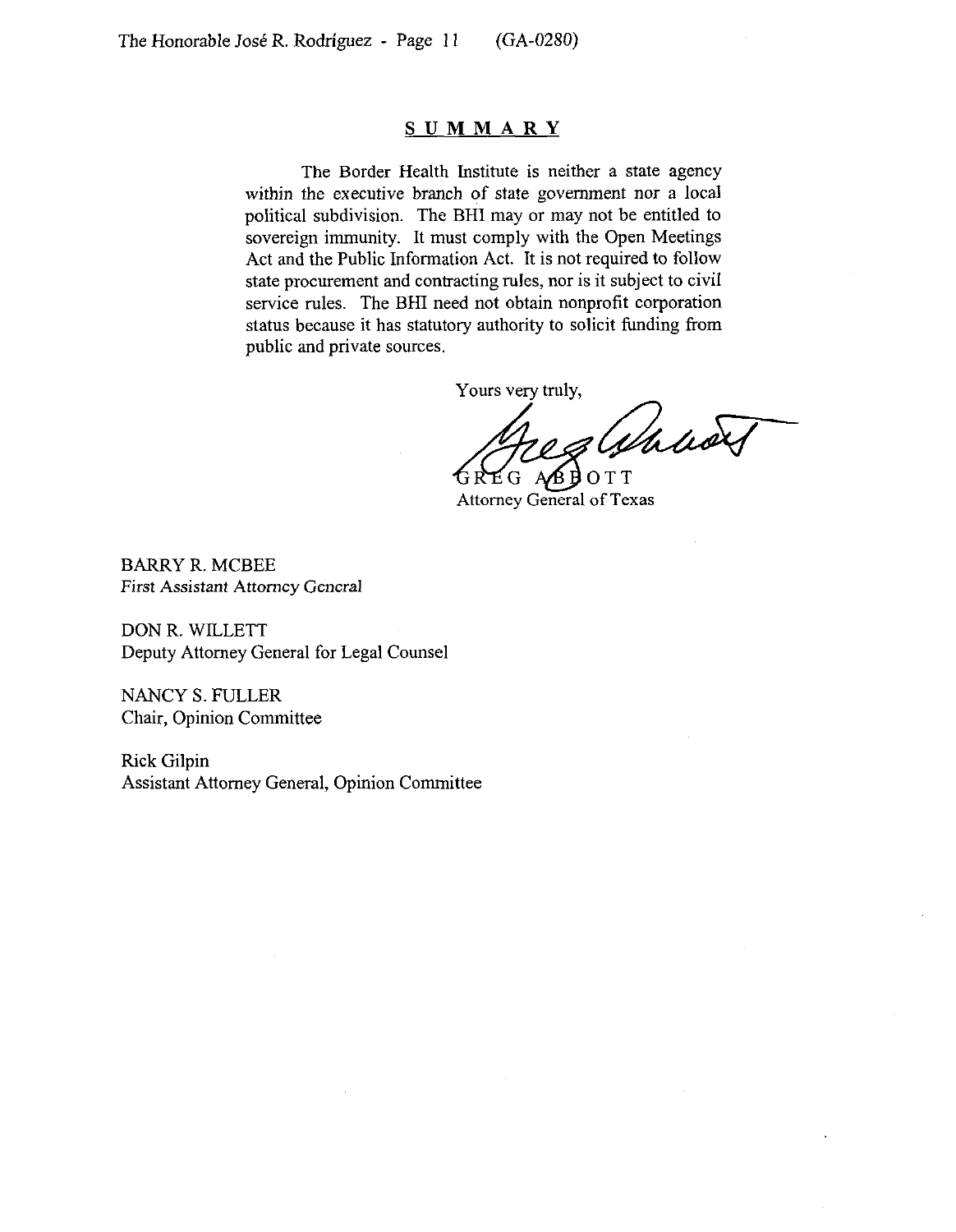## SUMMARY

The Border Health Institute is neither a state agency within the executive branch of state government nor a local political subdivision. The BHI may or may not be entitled to sovereign immunity. It must comply with the Open Meetings Act and the Public Information Act. It is not required to follow state procurement and contracting rules, nor is it subject to civil service rules. The BHI need not obtain nonprofit corporation status because it has statutory authority to solicit funding from public and private sources.

Yours very truly,

GREG ABBOTT
Attorney General of Texas

BARRY R. MCBEE
*First Assistant Attorney General*

DON R. WILLETT
Deputy Attorney General for Legal Counsel

NANCY S. FULLER
Chair, Opinion Committee

Rick Gilpin
Assistant Attorney General, Opinion Committee